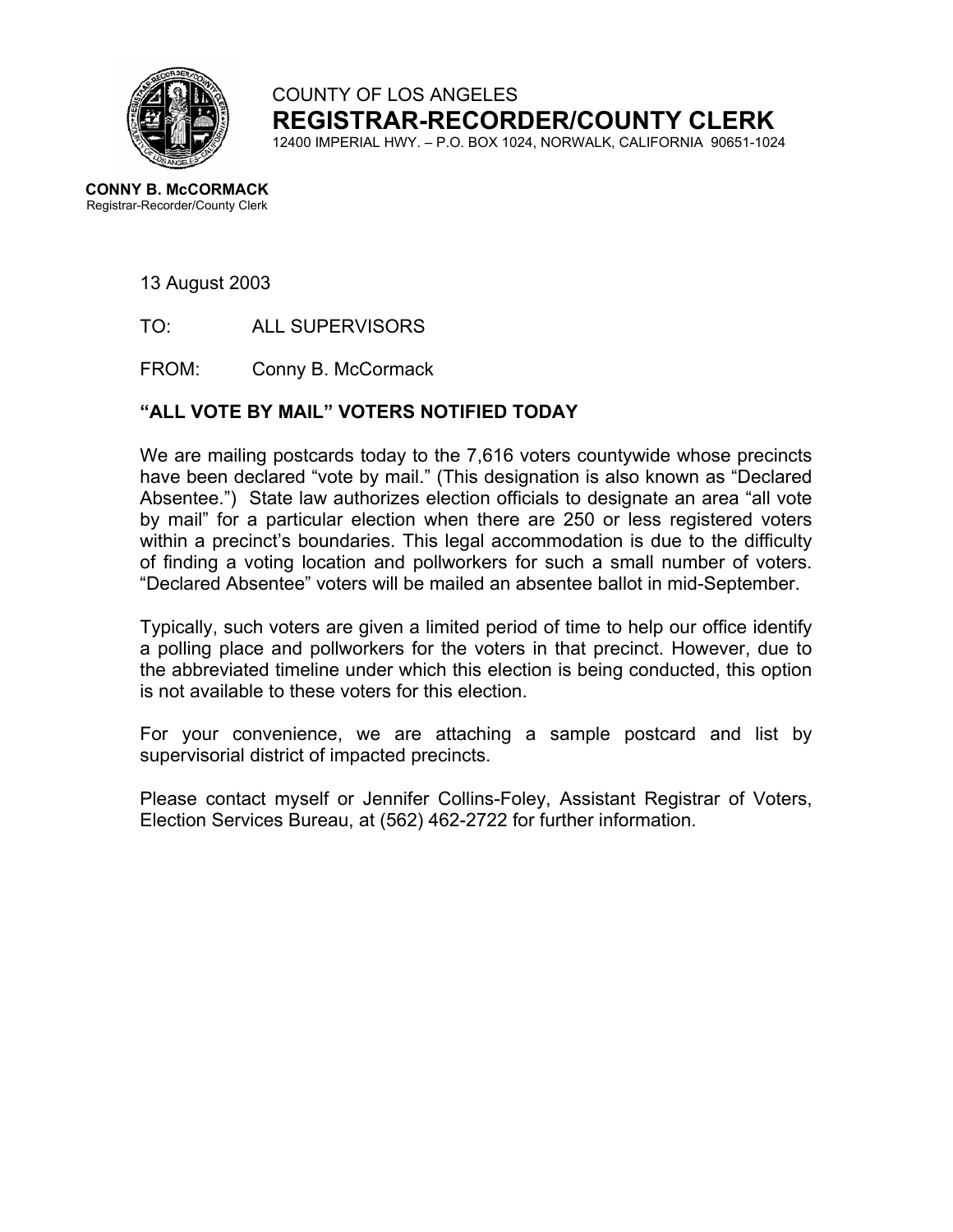COUNTY OF LOS ANGELES

# REGISTRAR-RECORDER/COUNTY CLERK

12400 IMPERIAL HWY. – P.O. BOX 1024, NORWALK, CALIFORNIA 90651-1024

**CONNY B. McCORMACK**
Registrar-Recorder/County Clerk

13 August 2003

TO: ALL SUPERVISORS

FROM: Conny B. McCormack

**"ALL VOTE BY MAIL" VOTERS NOTIFIED TODAY**

We are mailing postcards today to the 7,616 voters countywide whose precincts have been declared "vote by mail." (This designation is also known as "Declared Absentee.") State law authorizes election officials to designate an area "all vote by mail" for a particular election when there are 250 or less registered voters within a precinct's boundaries. This legal accommodation is due to the difficulty of finding a voting location and pollworkers for such a small number of voters. "Declared Absentee" voters will be mailed an absentee ballot in mid-September.

Typically, such voters are given a limited period of time to help our office identify a polling place and pollworkers for the voters in that precinct. However, due to the abbreviated timeline under which this election is being conducted, this option is not available to these voters for this election.

For your convenience, we are attaching a sample postcard and list by supervisorial district of impacted precincts.

Please contact myself or Jennifer Collins-Foley, Assistant Registrar of Voters, Election Services Bureau, at (562) 462-2722 for further information.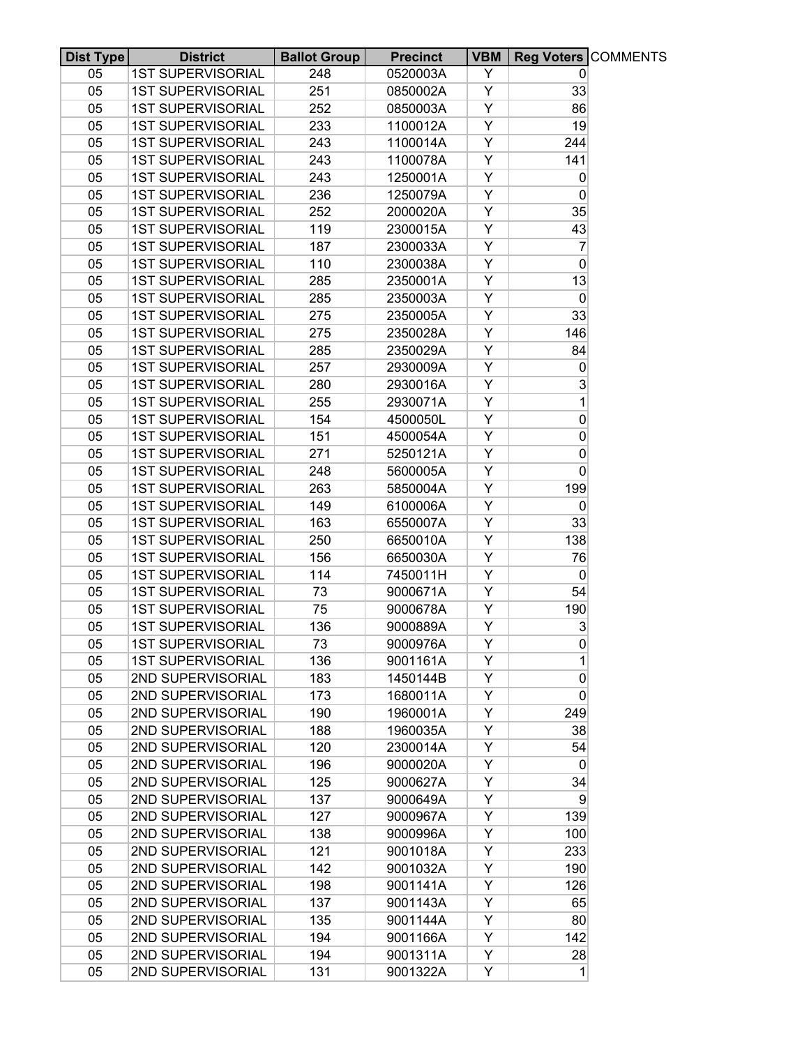| Dist Type | District | Ballot Group | Precinct | VBM | Reg Voters | COMMENTS |
|---|---|---|---|---|---|---|
| 05 | 1ST SUPERVISORIAL | 248 | 0520003A | Y | 0 | |
| 05 | 1ST SUPERVISORIAL | 251 | 0850002A | Y | 33 | |
| 05 | 1ST SUPERVISORIAL | 252 | 0850003A | Y | 86 | |
| 05 | 1ST SUPERVISORIAL | 233 | 1100012A | Y | 19 | |
| 05 | 1ST SUPERVISORIAL | 243 | 1100014A | Y | 244 | |
| 05 | 1ST SUPERVISORIAL | 243 | 1100078A | Y | 141 | |
| 05 | 1ST SUPERVISORIAL | 243 | 1250001A | Y | 0 | |
| 05 | 1ST SUPERVISORIAL | 236 | 1250079A | Y | 0 | |
| 05 | 1ST SUPERVISORIAL | 252 | 2000020A | Y | 35 | |
| 05 | 1ST SUPERVISORIAL | 119 | 2300015A | Y | 43 | |
| 05 | 1ST SUPERVISORIAL | 187 | 2300033A | Y | 7 | |
| 05 | 1ST SUPERVISORIAL | 110 | 2300038A | Y | 0 | |
| 05 | 1ST SUPERVISORIAL | 285 | 2350001A | Y | 13 | |
| 05 | 1ST SUPERVISORIAL | 285 | 2350003A | Y | 0 | |
| 05 | 1ST SUPERVISORIAL | 275 | 2350005A | Y | 33 | |
| 05 | 1ST SUPERVISORIAL | 275 | 2350028A | Y | 146 | |
| 05 | 1ST SUPERVISORIAL | 285 | 2350029A | Y | 84 | |
| 05 | 1ST SUPERVISORIAL | 257 | 2930009A | Y | 0 | |
| 05 | 1ST SUPERVISORIAL | 280 | 2930016A | Y | 3 | |
| 05 | 1ST SUPERVISORIAL | 255 | 2930071A | Y | 1 | |
| 05 | 1ST SUPERVISORIAL | 154 | 4500050L | Y | 0 | |
| 05 | 1ST SUPERVISORIAL | 151 | 4500054A | Y | 0 | |
| 05 | 1ST SUPERVISORIAL | 271 | 5250121A | Y | 0 | |
| 05 | 1ST SUPERVISORIAL | 248 | 5600005A | Y | 0 | |
| 05 | 1ST SUPERVISORIAL | 263 | 5850004A | Y | 199 | |
| 05 | 1ST SUPERVISORIAL | 149 | 6100006A | Y | 0 | |
| 05 | 1ST SUPERVISORIAL | 163 | 6550007A | Y | 33 | |
| 05 | 1ST SUPERVISORIAL | 250 | 6650010A | Y | 138 | |
| 05 | 1ST SUPERVISORIAL | 156 | 6650030A | Y | 76 | |
| 05 | 1ST SUPERVISORIAL | 114 | 7450011H | Y | 0 | |
| 05 | 1ST SUPERVISORIAL | 73 | 9000671A | Y | 54 | |
| 05 | 1ST SUPERVISORIAL | 75 | 9000678A | Y | 190 | |
| 05 | 1ST SUPERVISORIAL | 136 | 9000889A | Y | 3 | |
| 05 | 1ST SUPERVISORIAL | 73 | 9000976A | Y | 0 | |
| 05 | 1ST SUPERVISORIAL | 136 | 9001161A | Y | 1 | |
| 05 | 2ND SUPERVISORIAL | 183 | 1450144B | Y | 0 | |
| 05 | 2ND SUPERVISORIAL | 173 | 1680011A | Y | 0 | |
| 05 | 2ND SUPERVISORIAL | 190 | 1960001A | Y | 249 | |
| 05 | 2ND SUPERVISORIAL | 188 | 1960035A | Y | 38 | |
| 05 | 2ND SUPERVISORIAL | 120 | 2300014A | Y | 54 | |
| 05 | 2ND SUPERVISORIAL | 196 | 9000020A | Y | 0 | |
| 05 | 2ND SUPERVISORIAL | 125 | 9000627A | Y | 34 | |
| 05 | 2ND SUPERVISORIAL | 137 | 9000649A | Y | 9 | |
| 05 | 2ND SUPERVISORIAL | 127 | 9000967A | Y | 139 | |
| 05 | 2ND SUPERVISORIAL | 138 | 9000996A | Y | 100 | |
| 05 | 2ND SUPERVISORIAL | 121 | 9001018A | Y | 233 | |
| 05 | 2ND SUPERVISORIAL | 142 | 9001032A | Y | 190 | |
| 05 | 2ND SUPERVISORIAL | 198 | 9001141A | Y | 126 | |
| 05 | 2ND SUPERVISORIAL | 137 | 9001143A | Y | 65 | |
| 05 | 2ND SUPERVISORIAL | 135 | 9001144A | Y | 80 | |
| 05 | 2ND SUPERVISORIAL | 194 | 9001166A | Y | 142 | |
| 05 | 2ND SUPERVISORIAL | 194 | 9001311A | Y | 28 | |
| 05 | 2ND SUPERVISORIAL | 131 | 9001322A | Y | 1 | |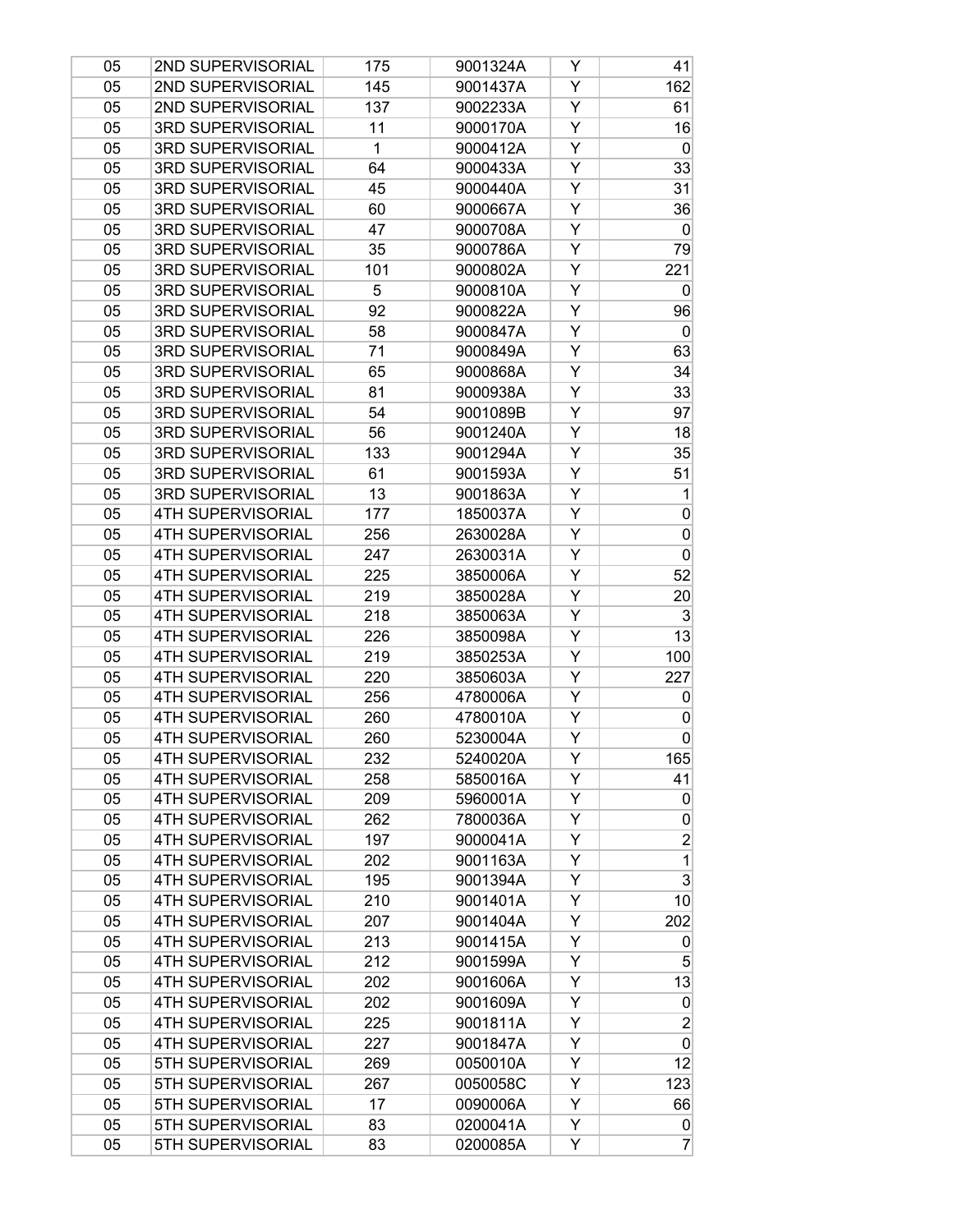| | | | | | |
|---|---|---|---|---|---|
| 05 | 2ND SUPERVISORIAL | 175 | 9001324A | Y | 41 |
| 05 | 2ND SUPERVISORIAL | 145 | 9001437A | Y | 162 |
| 05 | 2ND SUPERVISORIAL | 137 | 9002233A | Y | 61 |
| 05 | 3RD SUPERVISORIAL | 11 | 9000170A | Y | 16 |
| 05 | 3RD SUPERVISORIAL | 1 | 9000412A | Y | 0 |
| 05 | 3RD SUPERVISORIAL | 64 | 9000433A | Y | 33 |
| 05 | 3RD SUPERVISORIAL | 45 | 9000440A | Y | 31 |
| 05 | 3RD SUPERVISORIAL | 60 | 9000667A | Y | 36 |
| 05 | 3RD SUPERVISORIAL | 47 | 9000708A | Y | 0 |
| 05 | 3RD SUPERVISORIAL | 35 | 9000786A | Y | 79 |
| 05 | 3RD SUPERVISORIAL | 101 | 9000802A | Y | 221 |
| 05 | 3RD SUPERVISORIAL | 5 | 9000810A | Y | 0 |
| 05 | 3RD SUPERVISORIAL | 92 | 9000822A | Y | 96 |
| 05 | 3RD SUPERVISORIAL | 58 | 9000847A | Y | 0 |
| 05 | 3RD SUPERVISORIAL | 71 | 9000849A | Y | 63 |
| 05 | 3RD SUPERVISORIAL | 65 | 9000868A | Y | 34 |
| 05 | 3RD SUPERVISORIAL | 81 | 9000938A | Y | 33 |
| 05 | 3RD SUPERVISORIAL | 54 | 9001089B | Y | 97 |
| 05 | 3RD SUPERVISORIAL | 56 | 9001240A | Y | 18 |
| 05 | 3RD SUPERVISORIAL | 133 | 9001294A | Y | 35 |
| 05 | 3RD SUPERVISORIAL | 61 | 9001593A | Y | 51 |
| 05 | 3RD SUPERVISORIAL | 13 | 9001863A | Y | 1 |
| 05 | 4TH SUPERVISORIAL | 177 | 1850037A | Y | 0 |
| 05 | 4TH SUPERVISORIAL | 256 | 2630028A | Y | 0 |
| 05 | 4TH SUPERVISORIAL | 247 | 2630031A | Y | 0 |
| 05 | 4TH SUPERVISORIAL | 225 | 3850006A | Y | 52 |
| 05 | 4TH SUPERVISORIAL | 219 | 3850028A | Y | 20 |
| 05 | 4TH SUPERVISORIAL | 218 | 3850063A | Y | 3 |
| 05 | 4TH SUPERVISORIAL | 226 | 3850098A | Y | 13 |
| 05 | 4TH SUPERVISORIAL | 219 | 3850253A | Y | 100 |
| 05 | 4TH SUPERVISORIAL | 220 | 3850603A | Y | 227 |
| 05 | 4TH SUPERVISORIAL | 256 | 4780006A | Y | 0 |
| 05 | 4TH SUPERVISORIAL | 260 | 4780010A | Y | 0 |
| 05 | 4TH SUPERVISORIAL | 260 | 5230004A | Y | 0 |
| 05 | 4TH SUPERVISORIAL | 232 | 5240020A | Y | 165 |
| 05 | 4TH SUPERVISORIAL | 258 | 5850016A | Y | 41 |
| 05 | 4TH SUPERVISORIAL | 209 | 5960001A | Y | 0 |
| 05 | 4TH SUPERVISORIAL | 262 | 7800036A | Y | 0 |
| 05 | 4TH SUPERVISORIAL | 197 | 9000041A | Y | 2 |
| 05 | 4TH SUPERVISORIAL | 202 | 9001163A | Y | 1 |
| 05 | 4TH SUPERVISORIAL | 195 | 9001394A | Y | 3 |
| 05 | 4TH SUPERVISORIAL | 210 | 9001401A | Y | 10 |
| 05 | 4TH SUPERVISORIAL | 207 | 9001404A | Y | 202 |
| 05 | 4TH SUPERVISORIAL | 213 | 9001415A | Y | 0 |
| 05 | 4TH SUPERVISORIAL | 212 | 9001599A | Y | 5 |
| 05 | 4TH SUPERVISORIAL | 202 | 9001606A | Y | 13 |
| 05 | 4TH SUPERVISORIAL | 202 | 9001609A | Y | 0 |
| 05 | 4TH SUPERVISORIAL | 225 | 9001811A | Y | 2 |
| 05 | 4TH SUPERVISORIAL | 227 | 9001847A | Y | 0 |
| 05 | 5TH SUPERVISORIAL | 269 | 0050010A | Y | 12 |
| 05 | 5TH SUPERVISORIAL | 267 | 0050058C | Y | 123 |
| 05 | 5TH SUPERVISORIAL | 17 | 0090006A | Y | 66 |
| 05 | 5TH SUPERVISORIAL | 83 | 0200041A | Y | 0 |
| 05 | 5TH SUPERVISORIAL | 83 | 0200085A | Y | 7 |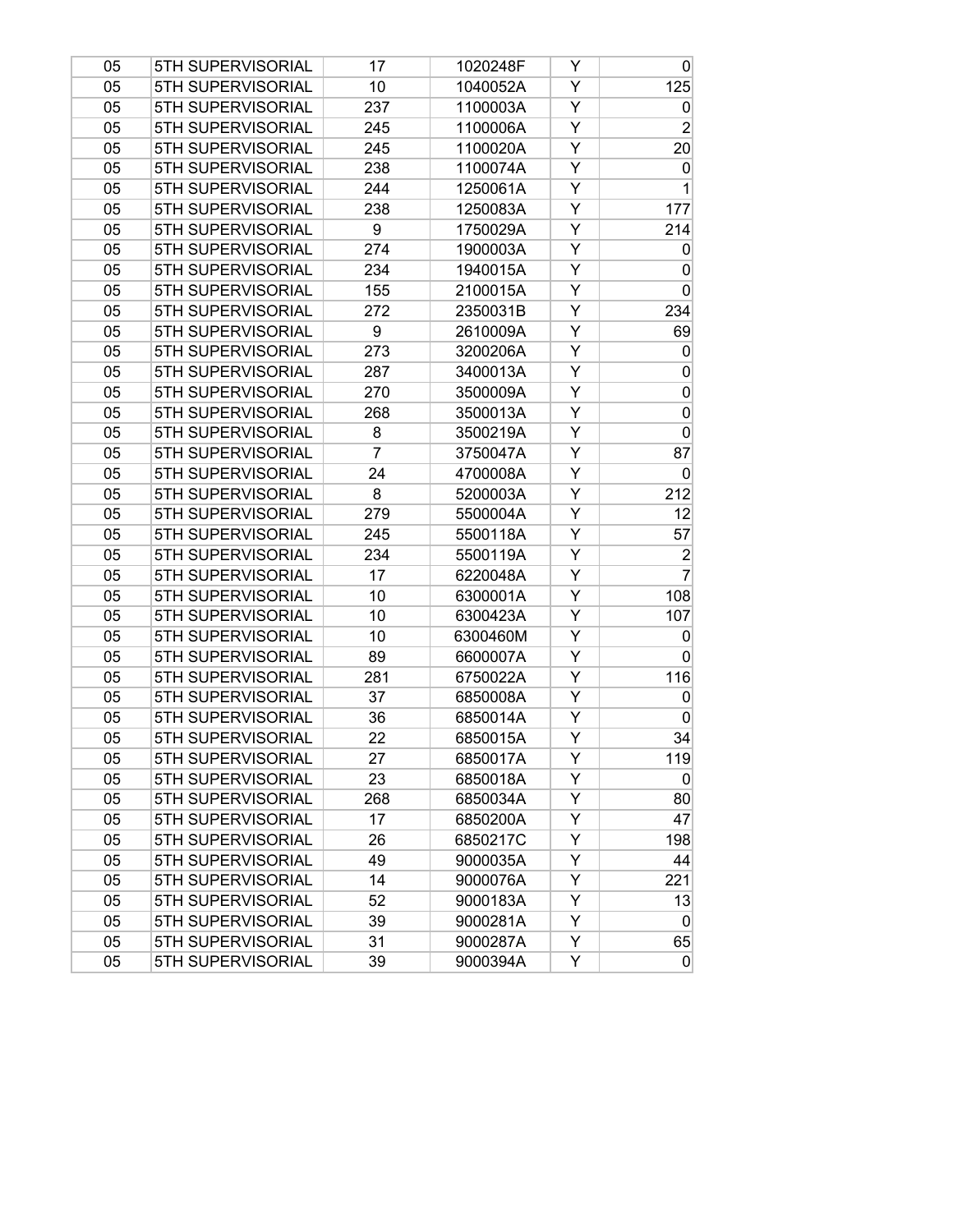| | | | | | |
|---|---|---|---|---|---|
| 05 | 5TH SUPERVISORIAL | 17 | 1020248F | Y | 0 |
| 05 | 5TH SUPERVISORIAL | 10 | 1040052A | Y | 125 |
| 05 | 5TH SUPERVISORIAL | 237 | 1100003A | Y | 0 |
| 05 | 5TH SUPERVISORIAL | 245 | 1100006A | Y | 2 |
| 05 | 5TH SUPERVISORIAL | 245 | 1100020A | Y | 20 |
| 05 | 5TH SUPERVISORIAL | 238 | 1100074A | Y | 0 |
| 05 | 5TH SUPERVISORIAL | 244 | 1250061A | Y | 1 |
| 05 | 5TH SUPERVISORIAL | 238 | 1250083A | Y | 177 |
| 05 | 5TH SUPERVISORIAL | 9 | 1750029A | Y | 214 |
| 05 | 5TH SUPERVISORIAL | 274 | 1900003A | Y | 0 |
| 05 | 5TH SUPERVISORIAL | 234 | 1940015A | Y | 0 |
| 05 | 5TH SUPERVISORIAL | 155 | 2100015A | Y | 0 |
| 05 | 5TH SUPERVISORIAL | 272 | 2350031B | Y | 234 |
| 05 | 5TH SUPERVISORIAL | 9 | 2610009A | Y | 69 |
| 05 | 5TH SUPERVISORIAL | 273 | 3200206A | Y | 0 |
| 05 | 5TH SUPERVISORIAL | 287 | 3400013A | Y | 0 |
| 05 | 5TH SUPERVISORIAL | 270 | 3500009A | Y | 0 |
| 05 | 5TH SUPERVISORIAL | 268 | 3500013A | Y | 0 |
| 05 | 5TH SUPERVISORIAL | 8 | 3500219A | Y | 0 |
| 05 | 5TH SUPERVISORIAL | 7 | 3750047A | Y | 87 |
| 05 | 5TH SUPERVISORIAL | 24 | 4700008A | Y | 0 |
| 05 | 5TH SUPERVISORIAL | 8 | 5200003A | Y | 212 |
| 05 | 5TH SUPERVISORIAL | 279 | 5500004A | Y | 12 |
| 05 | 5TH SUPERVISORIAL | 245 | 5500118A | Y | 57 |
| 05 | 5TH SUPERVISORIAL | 234 | 5500119A | Y | 2 |
| 05 | 5TH SUPERVISORIAL | 17 | 6220048A | Y | 7 |
| 05 | 5TH SUPERVISORIAL | 10 | 6300001A | Y | 108 |
| 05 | 5TH SUPERVISORIAL | 10 | 6300423A | Y | 107 |
| 05 | 5TH SUPERVISORIAL | 10 | 6300460M | Y | 0 |
| 05 | 5TH SUPERVISORIAL | 89 | 6600007A | Y | 0 |
| 05 | 5TH SUPERVISORIAL | 281 | 6750022A | Y | 116 |
| 05 | 5TH SUPERVISORIAL | 37 | 6850008A | Y | 0 |
| 05 | 5TH SUPERVISORIAL | 36 | 6850014A | Y | 0 |
| 05 | 5TH SUPERVISORIAL | 22 | 6850015A | Y | 34 |
| 05 | 5TH SUPERVISORIAL | 27 | 6850017A | Y | 119 |
| 05 | 5TH SUPERVISORIAL | 23 | 6850018A | Y | 0 |
| 05 | 5TH SUPERVISORIAL | 268 | 6850034A | Y | 80 |
| 05 | 5TH SUPERVISORIAL | 17 | 6850200A | Y | 47 |
| 05 | 5TH SUPERVISORIAL | 26 | 6850217C | Y | 198 |
| 05 | 5TH SUPERVISORIAL | 49 | 9000035A | Y | 44 |
| 05 | 5TH SUPERVISORIAL | 14 | 9000076A | Y | 221 |
| 05 | 5TH SUPERVISORIAL | 52 | 9000183A | Y | 13 |
| 05 | 5TH SUPERVISORIAL | 39 | 9000281A | Y | 0 |
| 05 | 5TH SUPERVISORIAL | 31 | 9000287A | Y | 65 |
| 05 | 5TH SUPERVISORIAL | 39 | 9000394A | Y | 0 |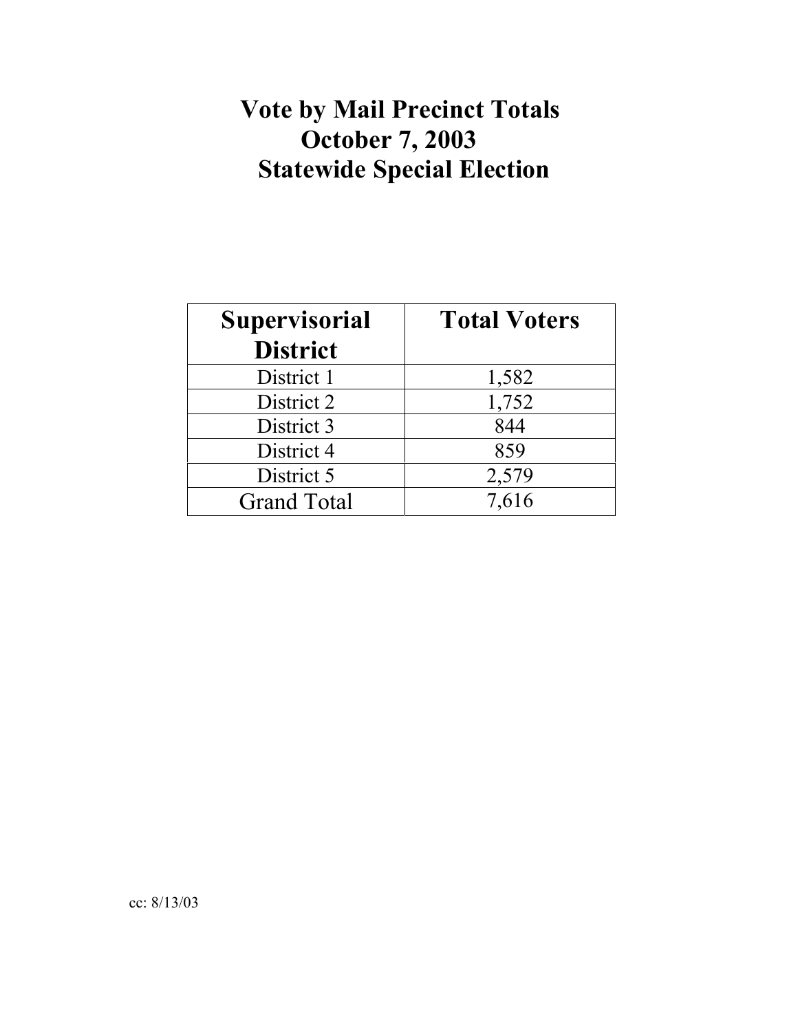# Vote by Mail Precinct Totals
# October 7, 2003
# Statewide Special Election

| Supervisorial District | Total Voters |
| --- | --- |
| District 1 | 1,582 |
| District 2 | 1,752 |
| District 3 | 844 |
| District 4 | 859 |
| District 5 | 2,579 |
| Grand Total | 7,616 |

cc: 8/13/03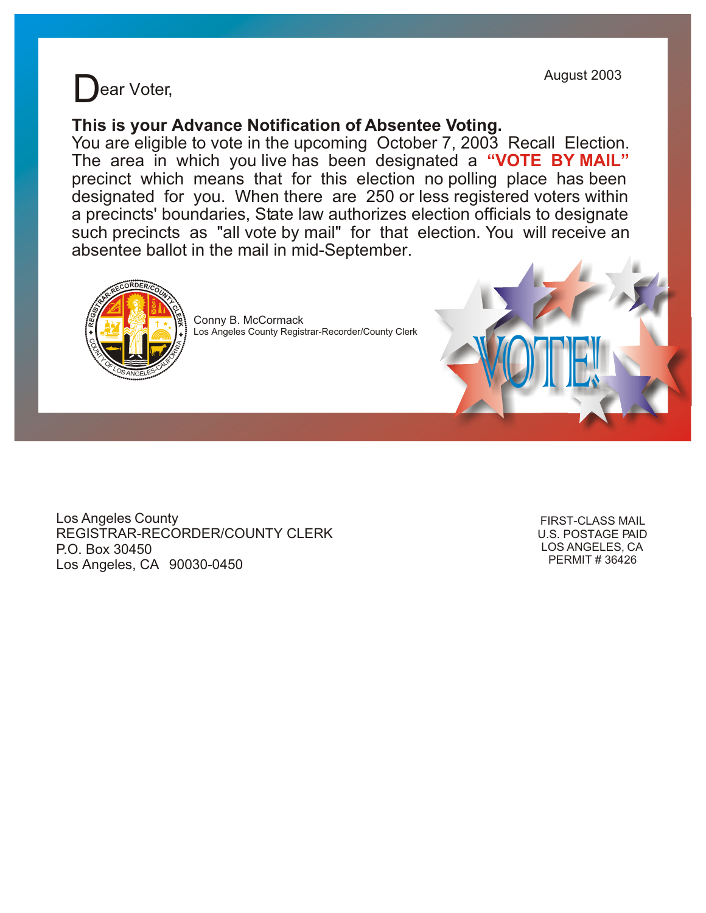August 2003

Dear Voter,

**This is your Advance Notification of Absentee Voting.**

You are eligible to vote in the upcoming October 7, 2003 Recall Election. The area in which you live has been designated a **"VOTE BY MAIL"** precinct which means that for this election no polling place has been designated for you. When there are 250 or less registered voters within a precincts' boundaries, State law authorizes election officials to designate such precincts as "all vote by mail" for that election. You will receive an absentee ballot in the mail in mid-September.

Conny B. McCormack
Los Angeles County Registrar-Recorder/County Clerk

Los Angeles County
REGISTRAR-RECORDER/COUNTY CLERK
P.O. Box 30450
Los Angeles, CA 90030-0450

FIRST-CLASS MAIL
U.S. POSTAGE PAID
LOS ANGELES, CA
PERMIT # 36426